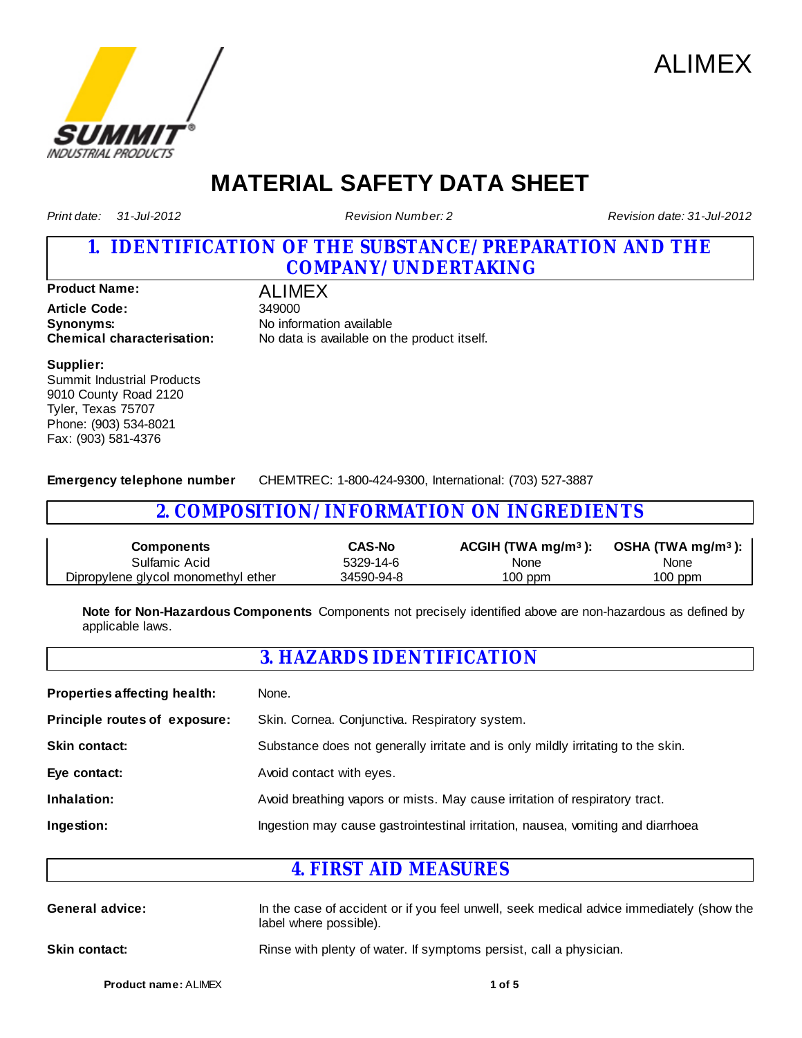ALIMEX

# MATERIAL SAFETY DATA SHEET

*Print date: 31-Jul-2012* *Revision Number: 2* *Revision date: 31-Jul-2012*

## 1. IDENTIFICATION OF THE SUBSTANCE/PREPARATION AND THE COMPANY/UNDERTAKING

**Product Name:** ALIMEX

**Article Code:** 349000

**Synonyms:** No information available

**Chemical characterisation:** No data is available on the product itself.

**Supplier:**
Summit Industrial Products
9010 County Road 2120
Tyler, Texas 75707
Phone: (903) 534-8021
Fax: (903) 581-4376

**Emergency telephone number** CHEMTREC: 1-800-424-9300, International: (703) 527-3887

## 2. COMPOSITION/INFORMATION ON INGREDIENTS

| Components | CAS-No | ACGIH (TWA mg/m³ ): | OSHA (TWA mg/m³ ): |
|---|---|---|---|
| Sulfamic Acid | 5329-14-6 | None | None |
| Dipropylene glycol monomethyl ether | 34590-94-8 | 100 ppm | 100 ppm |

**Note for Non-Hazardous Components** Components not precisely identified above are non-hazardous as defined by applicable laws.

## 3. HAZARDS IDENTIFICATION

**Properties affecting health:** None.

**Principle routes of exposure:** Skin. Cornea. Conjunctiva. Respiratory system.

**Skin contact:** Substance does not generally irritate and is only mildly irritating to the skin.

**Eye contact:** Avoid contact with eyes.

**Inhalation:** Avoid breathing vapors or mists. May cause irritation of respiratory tract.

**Ingestion:** Ingestion may cause gastrointestinal irritation, nausea, vomiting and diarrhoea

## 4. FIRST AID MEASURES

**General advice:** In the case of accident or if you feel unwell, seek medical advice immediately (show the label where possible).

**Skin contact:** Rinse with plenty of water. If symptoms persist, call a physician.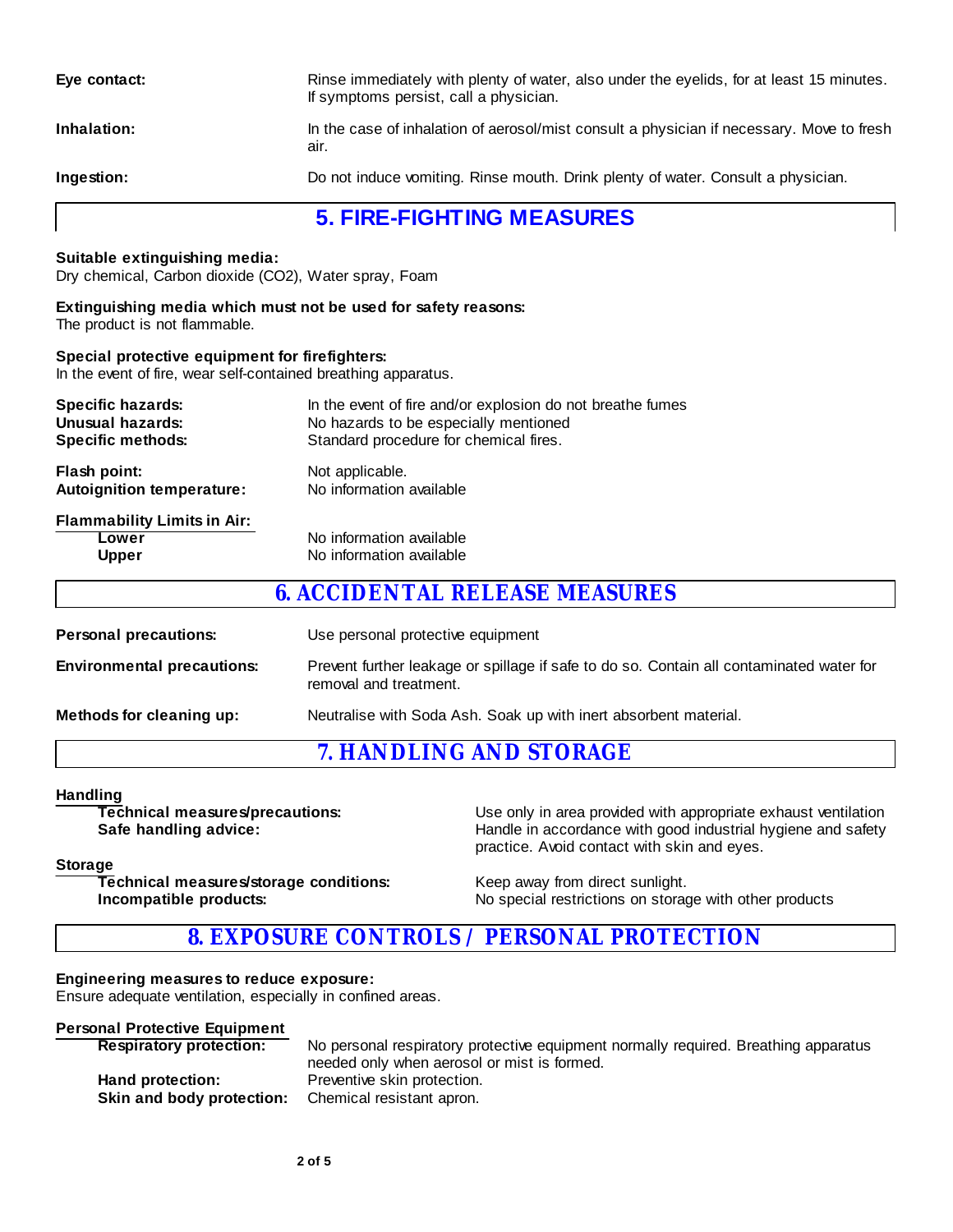**Eye contact:** Rinse immediately with plenty of water, also under the eyelids, for at least 15 minutes. If symptoms persist, call a physician.

**Inhalation:** In the case of inhalation of aerosol/mist consult a physician if necessary. Move to fresh air.

**Ingestion:** Do not induce vomiting. Rinse mouth. Drink plenty of water. Consult a physician.

## 5. FIRE-FIGHTING MEASURES

**Suitable extinguishing media:**
Dry chemical, Carbon dioxide ($CO_2$), Water spray, Foam

**Extinguishing media which must not be used for safety reasons:**
The product is not flammable.

**Special protective equipment for firefighters:**
In the event of fire, wear self-contained breathing apparatus.

**Specific hazards:** In the event of fire and/or explosion do not breathe fumes
**Unusual hazards:** No hazards to be especially mentioned
**Specific methods:** Standard procedure for chemical fires.

**Flash point:** Not applicable.
**Autoignition temperature:** No information available

**Flammability Limits in Air:**
- **Lower** No information available
- **Upper** No information available

## 6. ACCIDENTAL RELEASE MEASURES

**Personal precautions:** Use personal protective equipment

**Environmental precautions:** Prevent further leakage or spillage if safe to do so. Contain all contaminated water for removal and treatment.

**Methods for cleaning up:** Neutralise with Soda Ash. Soak up with inert absorbent material.

## 7. HANDLING AND STORAGE

**Handling**
- **Technical measures/precautions:** Use only in area provided with appropriate exhaust ventilation
- **Safe handling advice:** Handle in accordance with good industrial hygiene and safety practice. Avoid contact with skin and eyes.

**Storage**
- **Technical measures/storage conditions:** Keep away from direct sunlight.
- **Incompatible products:** No special restrictions on storage with other products

## 8. EXPOSURE CONTROLS / PERSONAL PROTECTION

**Engineering measures to reduce exposure:**
Ensure adequate ventilation, especially in confined areas.

**Personal Protective Equipment**
- **Respiratory protection:** No personal respiratory protective equipment normally required. Breathing apparatus needed only when aerosol or mist is formed.
- **Hand protection:** Preventive skin protection.
- **Skin and body protection:** Chemical resistant apron.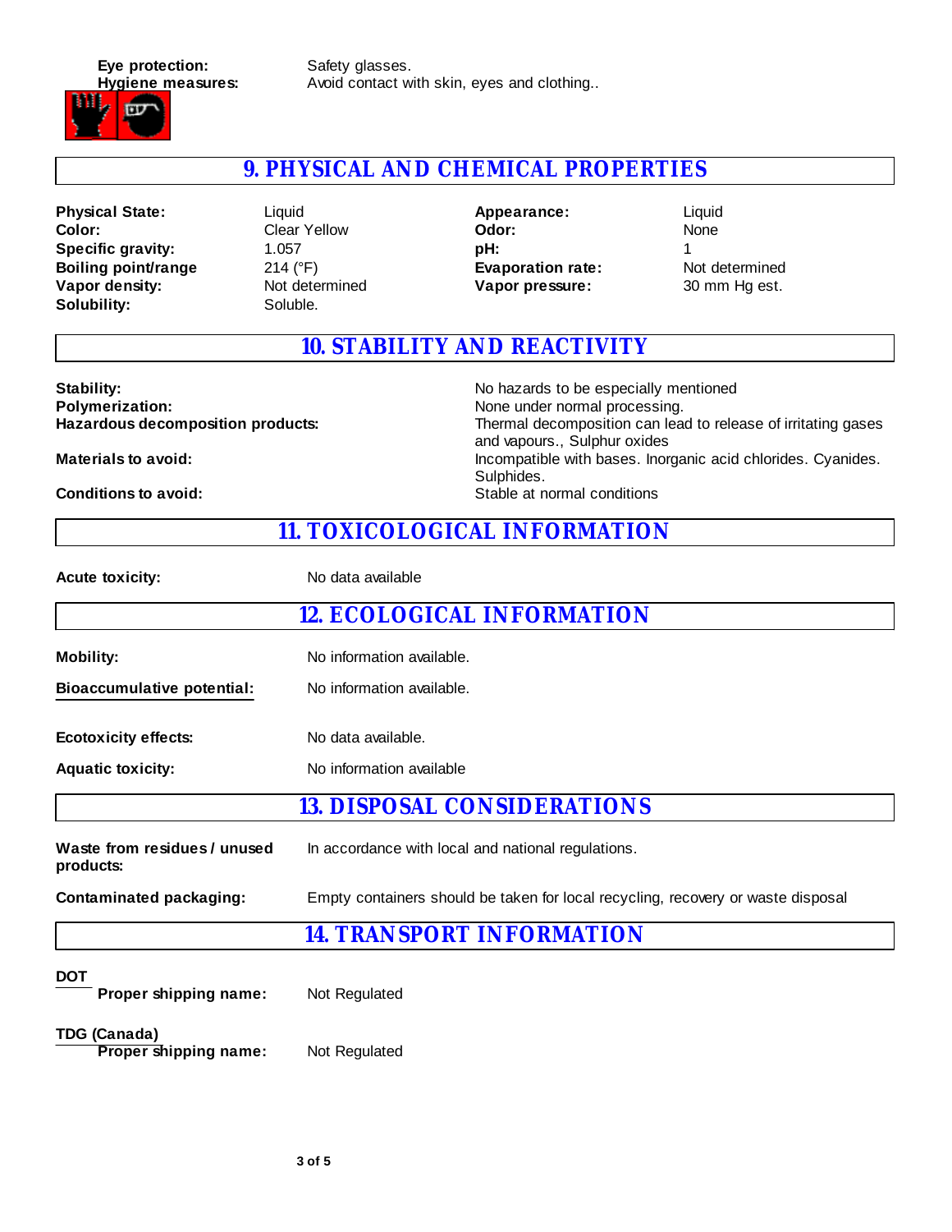**Eye protection:** Safety glasses.
**Hygiene measures:** Avoid contact with skin, eyes and clothing..

## 9. PHYSICAL AND CHEMICAL PROPERTIES

| | | | |
|---|---|---|---|
| **Physical State:** | Liquid | **Appearance:** | Liquid |
| **Color:** | Clear Yellow | **Odor:** | None |
| **Specific gravity:** | 1.057 | **pH:** | 1 |
| **Boiling point/range** | 214 (°F) | **Evaporation rate:** | Not determined |
| **Vapor density:** | Not determined | **Vapor pressure:** | 30 mm Hg est. |
| **Solubility:** | Soluble. | | |

## 10. STABILITY AND REACTIVITY

| | |
|---|---|
| **Stability:** | No hazards to be especially mentioned |
| **Polymerization:** | None under normal processing. |
| **Hazardous decomposition products:** | Thermal decomposition can lead to release of irritating gases and vapours., Sulphur oxides |
| **Materials to avoid:** | Incompatible with bases. Inorganic acid chlorides. Cyanides. Sulphides. |
| **Conditions to avoid:** | Stable at normal conditions |

## 11. TOXICOLOGICAL INFORMATION

**Acute toxicity:** No data available

## 12. ECOLOGICAL INFORMATION

**Mobility:** No information available.

**Bioaccumulative potential:** No information available.

**Ecotoxicity effects:** No data available.

**Aquatic toxicity:** No information available

## 13. DISPOSAL CONSIDERATIONS

**Waste from residues / unused products:** In accordance with local and national regulations.

**Contaminated packaging:** Empty containers should be taken for local recycling, recovery or waste disposal

## 14. TRANSPORT INFORMATION

**DOT**
**Proper shipping name:** Not Regulated

**TDG (Canada)**
**Proper shipping name:** Not Regulated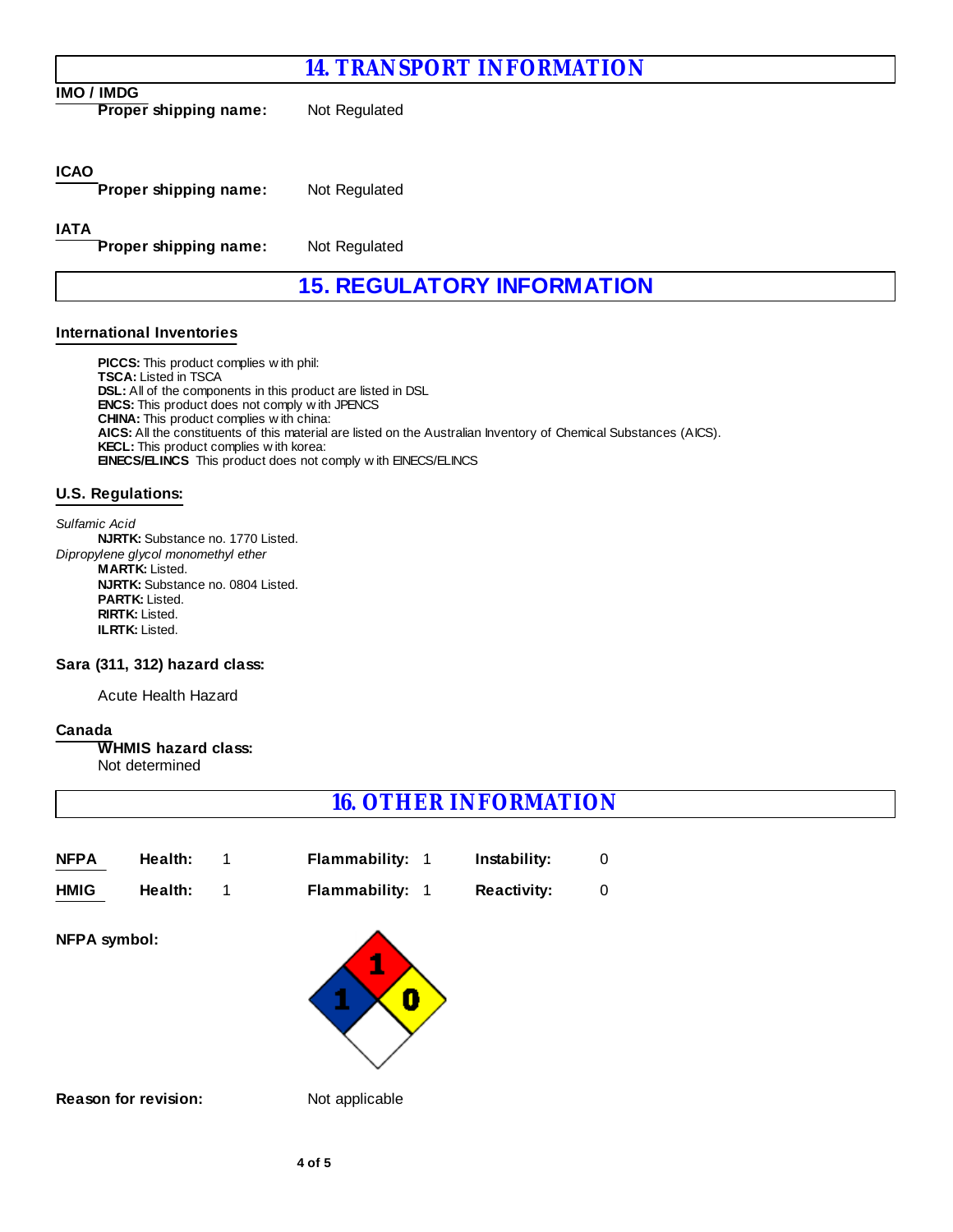## 14. TRANSPORT INFORMATION

**IMO / IMDG**

**Proper shipping name:** Not Regulated

**ICAO**

**Proper shipping name:** Not Regulated

**IATA**

**Proper shipping name:** Not Regulated

## 15. REGULATORY INFORMATION

### International Inventories

**PICCS:** This product complies with phil:
**TSCA:** Listed in TSCA
**DSL:** All of the components in this product are listed in DSL
**ENCS:** This product does not comply with JPENCS
**CHINA:** This product complies with china:
**AICS:** All the constituents of this material are listed on the Australian Inventory of Chemical Substances (AICS).
**KECL:** This product complies with korea:
**EINECS/ELINCS** This product does not comply with EINECS/ELINCS

### U.S. Regulations:

*Sulfamic Acid*

**NJRTK:** Substance no. 1770 Listed.

*Dipropylene glycol monomethyl ether*

**MARTK:** Listed.
**NJRTK:** Substance no. 0804 Listed.
**PARTK:** Listed.
**RIRTK:** Listed.
**ILRTK:** Listed.

### Sara (311, 312) hazard class:

Acute Health Hazard

### Canada

**WHMIS hazard class:**
Not determined

## 16. OTHER INFORMATION

| | | | | | | |
|---|---|---|---|---|---|---|
| **NFPA** | **Health:** | 1 | **Flammability:** | 1 | **Instability:** | 0 |
| **HMIG** | **Health:** | 1 | **Flammability:** | 1 | **Reactivity:** | 0 |

**NFPA symbol:**

1
1 0

**Reason for revision:** Not applicable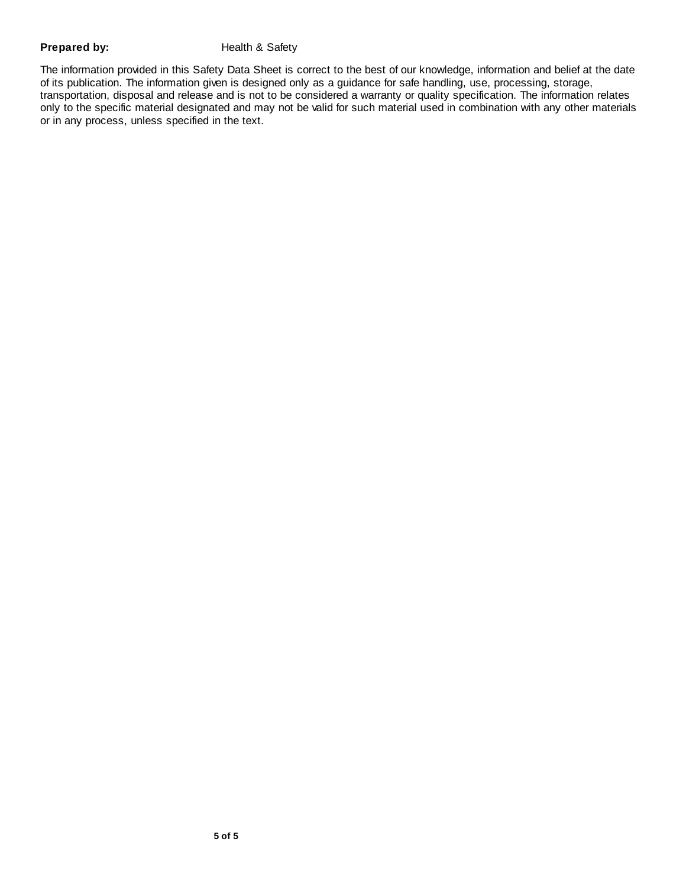**Prepared by:** Health & Safety

The information provided in this Safety Data Sheet is correct to the best of our knowledge, information and belief at the date of its publication. The information given is designed only as a guidance for safe handling, use, processing, storage, transportation, disposal and release and is not to be considered a warranty or quality specification. The information relates only to the specific material designated and may not be valid for such material used in combination with any other materials or in any process, unless specified in the text.